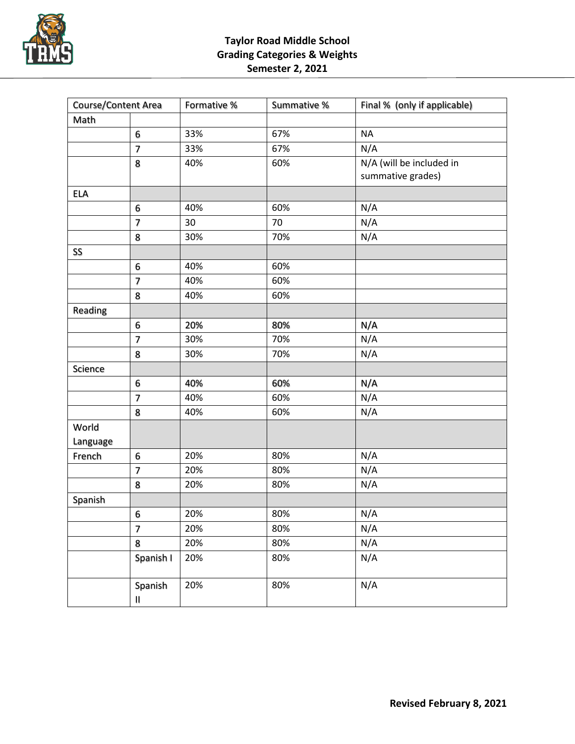# Taylor Road Middle School
## Grading Categories & Weights
## Semester 2, 2021

| Course/Content Area | | Formative % | Summative % | Final % (only if applicable) |
|---|---|---|---|---|
| Math | | | | |
| | 6 | 33% | 67% | NA |
| | 7 | 33% | 67% | N/A |
| | 8 | 40% | 60% | N/A (will be included in summative grades) |
| ELA | | | | |
| | 6 | 40% | 60% | N/A |
| | 7 | 30 | 70 | N/A |
| | 8 | 30% | 70% | N/A |
| SS | | | | |
| | 6 | 40% | 60% | |
| | 7 | 40% | 60% | |
| | 8 | 40% | 60% | |
| Reading | | | | |
| | 6 | 20% | 80% | N/A |
| | 7 | 30% | 70% | N/A |
| | 8 | 30% | 70% | N/A |
| Science | | | | |
| | 6 | 40% | 60% | N/A |
| | 7 | 40% | 60% | N/A |
| | 8 | 40% | 60% | N/A |
| World Language | | | | |
| French | 6 | 20% | 80% | N/A |
| | 7 | 20% | 80% | N/A |
| | 8 | 20% | 80% | N/A |
| Spanish | | | | |
| | 6 | 20% | 80% | N/A |
| | 7 | 20% | 80% | N/A |
| | 8 | 20% | 80% | N/A |
| | Spanish I | 20% | 80% | N/A |
| | Spanish II | 20% | 80% | N/A |

**Revised February 8, 2021**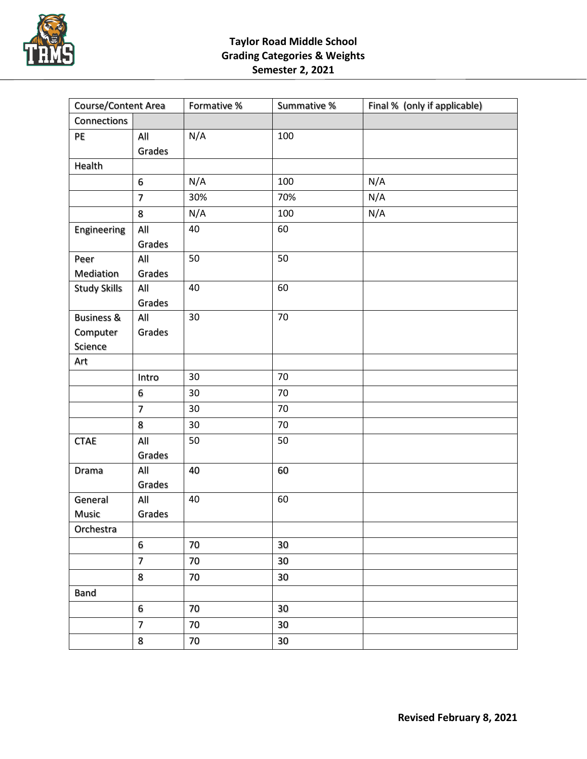**Taylor Road Middle School**
**Grading Categories & Weights**
**Semester 2, 2021**

| Course/Content Area | | Formative % | Summative % | Final % (only if applicable) |
|---|---|---|---|---|
| Connections | | | | |
| PE | All Grades | N/A | 100 | |
| Health | | | | |
| | 6 | N/A | 100 | N/A |
| | 7 | 30% | 70% | N/A |
| | 8 | N/A | 100 | N/A |
| Engineering | All Grades | 40 | 60 | |
| Peer Mediation | All Grades | 50 | 50 | |
| Study Skills | All Grades | 40 | 60 | |
| Business & Computer Science | All Grades | 30 | 70 | |
| Art | | | | |
| | Intro | 30 | 70 | |
| | 6 | 30 | 70 | |
| | 7 | 30 | 70 | |
| | 8 | 30 | 70 | |
| CTAE | All Grades | 50 | 50 | |
| Drama | All Grades | 40 | 60 | |
| General Music | All Grades | 40 | 60 | |
| Orchestra | | | | |
| | 6 | 70 | 30 | |
| | 7 | 70 | 30 | |
| | 8 | 70 | 30 | |
| Band | | | | |
| | 6 | 70 | 30 | |
| | 7 | 70 | 30 | |
| | 8 | 70 | 30 | |

**Revised February 8, 2021**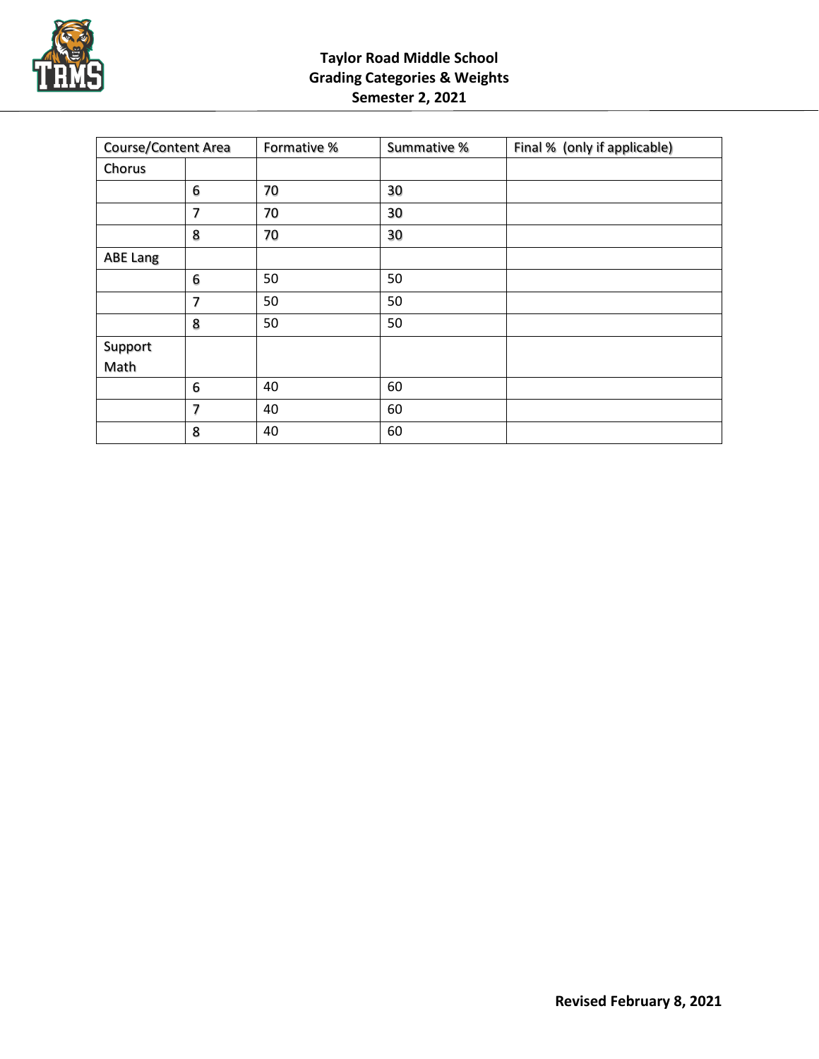**Taylor Road Middle School**
**Grading Categories & Weights**
**Semester 2, 2021**

| Course/Content Area | | Formative % | Summative % | Final % (only if applicable) |
|---|---|---|---|---|
| Chorus | | | | |
| | 6 | 70 | 30 | |
| | 7 | 70 | 30 | |
| | 8 | 70 | 30 | |
| ABE Lang | | | | |
| | 6 | 50 | 50 | |
| | 7 | 50 | 50 | |
| | 8 | 50 | 50 | |
| Support Math | | | | |
| | 6 | 40 | 60 | |
| | 7 | 40 | 60 | |
| | 8 | 40 | 60 | |

**Revised February 8, 2021**